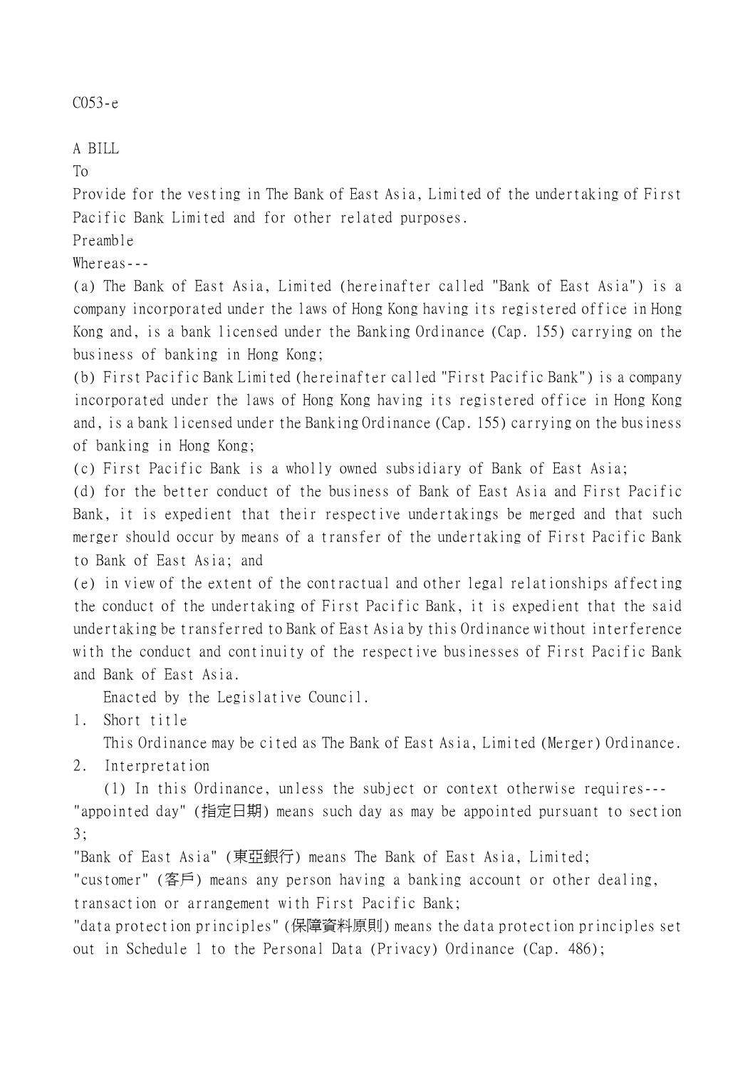C053-e

A BILL

To

Provide for the vesting in The Bank of East Asia, Limited of the undertaking of First Pacific Bank Limited and for other related purposes.

Preamble

Whereas---

(a) The Bank of East Asia, Limited (hereinafter called "Bank of East Asia") is a company incorporated under the laws of Hong Kong having its registered office in Hong Kong and, is a bank licensed under the Banking Ordinance (Cap. 155) carrying on the business of banking in Hong Kong;

(b) First Pacific Bank Limited (hereinafter called "First Pacific Bank") is a company incorporated under the laws of Hong Kong having its registered office in Hong Kong and, is a bank licensed under the Banking Ordinance (Cap. 155) carrying on the business of banking in Hong Kong;

(c) First Pacific Bank is a wholly owned subsidiary of Bank of East Asia;

(d) for the better conduct of the business of Bank of East Asia and First Pacific Bank, it is expedient that their respective undertakings be merged and that such merger should occur by means of a transfer of the undertaking of First Pacific Bank to Bank of East Asia; and

(e) in view of the extent of the contractual and other legal relationships affecting the conduct of the undertaking of First Pacific Bank, it is expedient that the said undertaking be transferred to Bank of East Asia by this Ordinance without interference with the conduct and continuity of the respective businesses of First Pacific Bank and Bank of East Asia.

Enacted by the Legislative Council.

1. Short title

This Ordinance may be cited as The Bank of East Asia, Limited (Merger) Ordinance.

2. Interpretation

(1) In this Ordinance, unless the subject or context otherwise requires---

"appointed day" (指定日期) means such day as may be appointed pursuant to section 3;

"Bank of East Asia" (東亞銀行) means The Bank of East Asia, Limited;

"customer" (客戶) means any person having a banking account or other dealing, transaction or arrangement with First Pacific Bank;

"data protection principles" (保障資料原則) means the data protection principles set out in Schedule 1 to the Personal Data (Privacy) Ordinance (Cap. 486);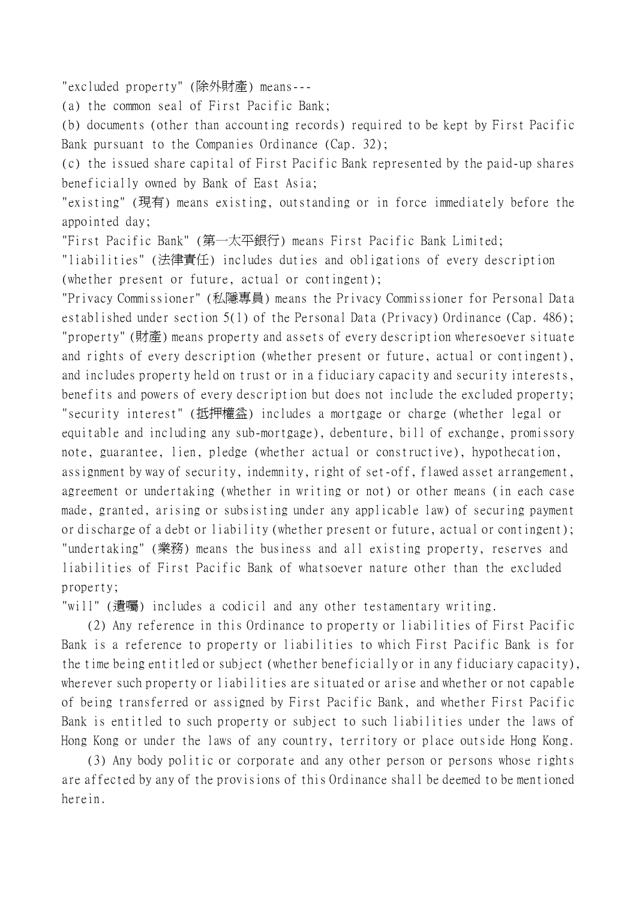"excluded property" (除外財產) means---

(a) the common seal of First Pacific Bank;

(b) documents (other than accounting records) required to be kept by First Pacific Bank pursuant to the Companies Ordinance (Cap. 32);

(c) the issued share capital of First Pacific Bank represented by the paid-up shares beneficially owned by Bank of East Asia;

"existing" (現有) means existing, outstanding or in force immediately before the appointed day;

"First Pacific Bank" (第一太平銀行) means First Pacific Bank Limited;

"liabilities" (法律責任) includes duties and obligations of every description (whether present or future, actual or contingent);

"Privacy Commissioner" (私隱專員) means the Privacy Commissioner for Personal Data established under section 5(1) of the Personal Data (Privacy) Ordinance (Cap. 486);

"property" (財產) means property and assets of every description wheresoever situate and rights of every description (whether present or future, actual or contingent), and includes property held on trust or in a fiduciary capacity and security interests, benefits and powers of every description but does not include the excluded property;

"security interest" (抵押權益) includes a mortgage or charge (whether legal or equitable and including any sub-mortgage), debenture, bill of exchange, promissory note, guarantee, lien, pledge (whether actual or constructive), hypothecation, assignment by way of security, indemnity, right of set-off, flawed asset arrangement, agreement or undertaking (whether in writing or not) or other means (in each case made, granted, arising or subsisting under any applicable law) of securing payment or discharge of a debt or liability (whether present or future, actual or contingent);

"undertaking" (業務) means the business and all existing property, reserves and liabilities of First Pacific Bank of whatsoever nature other than the excluded property;

"will" (遺囑) includes a codicil and any other testamentary writing.

(2) Any reference in this Ordinance to property or liabilities of First Pacific Bank is a reference to property or liabilities to which First Pacific Bank is for the time being entitled or subject (whether beneficially or in any fiduciary capacity), wherever such property or liabilities are situated or arise and whether or not capable of being transferred or assigned by First Pacific Bank, and whether First Pacific Bank is entitled to such property or subject to such liabilities under the laws of Hong Kong or under the laws of any country, territory or place outside Hong Kong.

(3) Any body politic or corporate and any other person or persons whose rights are affected by any of the provisions of this Ordinance shall be deemed to be mentioned herein.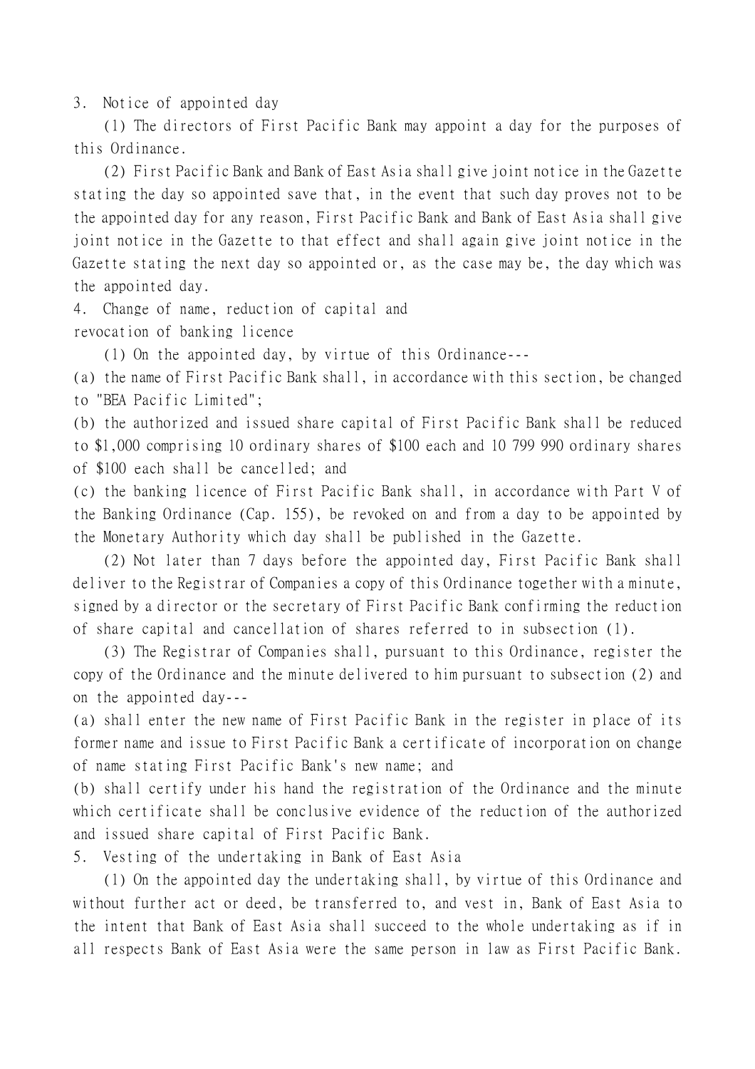3. Notice of appointed day

(1) The directors of First Pacific Bank may appoint a day for the purposes of this Ordinance.

(2) First Pacific Bank and Bank of East Asia shall give joint notice in the Gazette stating the day so appointed save that, in the event that such day proves not to be the appointed day for any reason, First Pacific Bank and Bank of East Asia shall give joint notice in the Gazette to that effect and shall again give joint notice in the Gazette stating the next day so appointed or, as the case may be, the day which was the appointed day.

4. Change of name, reduction of capital and revocation of banking licence

(1) On the appointed day, by virtue of this Ordinance---

(a) the name of First Pacific Bank shall, in accordance with this section, be changed to "BEA Pacific Limited";

(b) the authorized and issued share capital of First Pacific Bank shall be reduced to $1,000 comprising 10 ordinary shares of $100 each and 10 799 990 ordinary shares of $100 each shall be cancelled; and

(c) the banking licence of First Pacific Bank shall, in accordance with Part V of the Banking Ordinance (Cap. 155), be revoked on and from a day to be appointed by the Monetary Authority which day shall be published in the Gazette.

(2) Not later than 7 days before the appointed day, First Pacific Bank shall deliver to the Registrar of Companies a copy of this Ordinance together with a minute, signed by a director or the secretary of First Pacific Bank confirming the reduction of share capital and cancellation of shares referred to in subsection (1).

(3) The Registrar of Companies shall, pursuant to this Ordinance, register the copy of the Ordinance and the minute delivered to him pursuant to subsection (2) and on the appointed day---

(a) shall enter the new name of First Pacific Bank in the register in place of its former name and issue to First Pacific Bank a certificate of incorporation on change of name stating First Pacific Bank's new name; and

(b) shall certify under his hand the registration of the Ordinance and the minute which certificate shall be conclusive evidence of the reduction of the authorized and issued share capital of First Pacific Bank.

5. Vesting of the undertaking in Bank of East Asia

(1) On the appointed day the undertaking shall, by virtue of this Ordinance and without further act or deed, be transferred to, and vest in, Bank of East Asia to the intent that Bank of East Asia shall succeed to the whole undertaking as if in all respects Bank of East Asia were the same person in law as First Pacific Bank.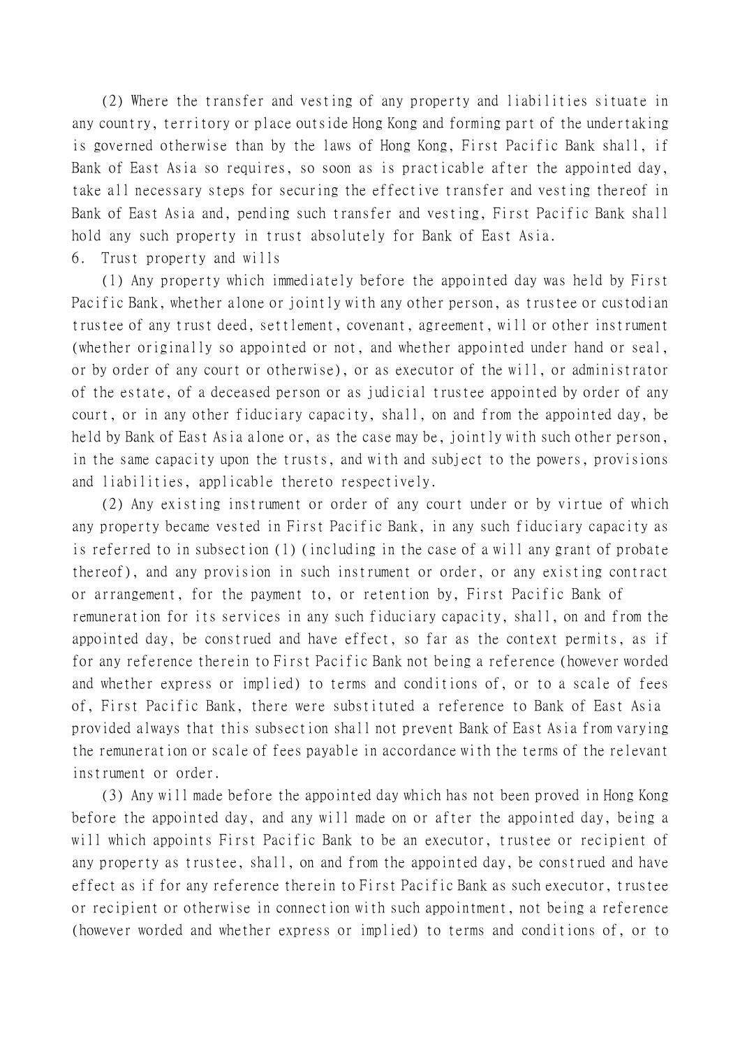(2) Where the transfer and vesting of any property and liabilities situate in any country, territory or place outside Hong Kong and forming part of the undertaking is governed otherwise than by the laws of Hong Kong, First Pacific Bank shall, if Bank of East Asia so requires, so soon as is practicable after the appointed day, take all necessary steps for securing the effective transfer and vesting thereof in Bank of East Asia and, pending such transfer and vesting, First Pacific Bank shall hold any such property in trust absolutely for Bank of East Asia.

6. Trust property and wills

(1) Any property which immediately before the appointed day was held by First Pacific Bank, whether alone or jointly with any other person, as trustee or custodian trustee of any trust deed, settlement, covenant, agreement, will or other instrument (whether originally so appointed or not, and whether appointed under hand or seal, or by order of any court or otherwise), or as executor of the will, or administrator of the estate, of a deceased person or as judicial trustee appointed by order of any court, or in any other fiduciary capacity, shall, on and from the appointed day, be held by Bank of East Asia alone or, as the case may be, jointly with such other person, in the same capacity upon the trusts, and with and subject to the powers, provisions and liabilities, applicable thereto respectively.

(2) Any existing instrument or order of any court under or by virtue of which any property became vested in First Pacific Bank, in any such fiduciary capacity as is referred to in subsection (1) (including in the case of a will any grant of probate thereof), and any provision in such instrument or order, or any existing contract or arrangement, for the payment to, or retention by, First Pacific Bank of remuneration for its services in any such fiduciary capacity, shall, on and from the appointed day, be construed and have effect, so far as the context permits, as if for any reference therein to First Pacific Bank not being a reference (however worded and whether express or implied) to terms and conditions of, or to a scale of fees of, First Pacific Bank, there were substituted a reference to Bank of East Asia provided always that this subsection shall not prevent Bank of East Asia from varying the remuneration or scale of fees payable in accordance with the terms of the relevant instrument or order.

(3) Any will made before the appointed day which has not been proved in Hong Kong before the appointed day, and any will made on or after the appointed day, being a will which appoints First Pacific Bank to be an executor, trustee or recipient of any property as trustee, shall, on and from the appointed day, be construed and have effect as if for any reference therein to First Pacific Bank as such executor, trustee or recipient or otherwise in connection with such appointment, not being a reference (however worded and whether express or implied) to terms and conditions of, or to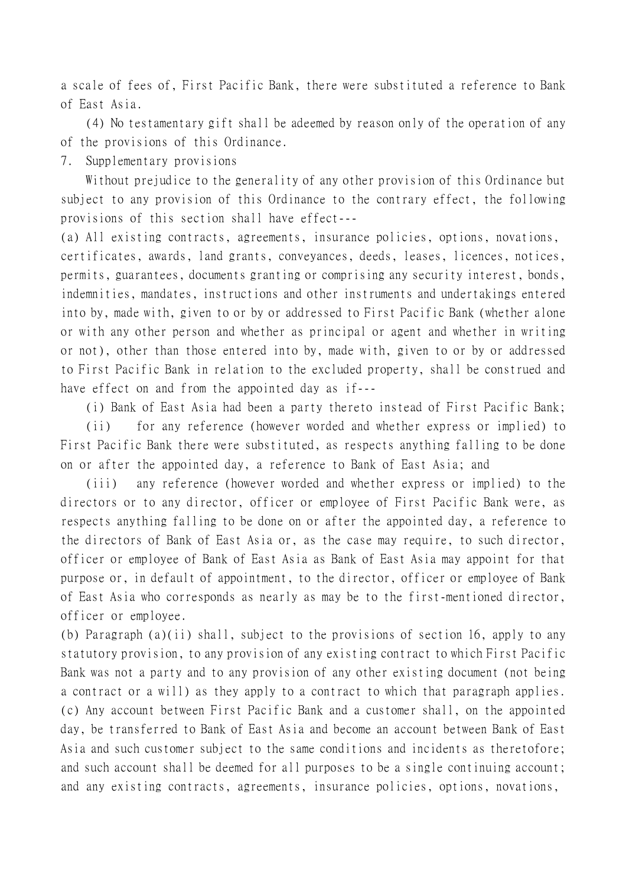a scale of fees of, First Pacific Bank, there were substituted a reference to Bank of East Asia.

(4) No testamentary gift shall be adeemed by reason only of the operation of any of the provisions of this Ordinance.

7. Supplementary provisions

Without prejudice to the generality of any other provision of this Ordinance but subject to any provision of this Ordinance to the contrary effect, the following provisions of this section shall have effect---

(a) All existing contracts, agreements, insurance policies, options, novations, certificates, awards, land grants, conveyances, deeds, leases, licences, notices, permits, guarantees, documents granting or comprising any security interest, bonds, indemnities, mandates, instructions and other instruments and undertakings entered into by, made with, given to or by or addressed to First Pacific Bank (whether alone or with any other person and whether as principal or agent and whether in writing or not), other than those entered into by, made with, given to or by or addressed to First Pacific Bank in relation to the excluded property, shall be construed and have effect on and from the appointed day as if---

(i) Bank of East Asia had been a party thereto instead of First Pacific Bank;

(ii) for any reference (however worded and whether express or implied) to First Pacific Bank there were substituted, as respects anything falling to be done on or after the appointed day, a reference to Bank of East Asia; and

(iii) any reference (however worded and whether express or implied) to the directors or to any director, officer or employee of First Pacific Bank were, as respects anything falling to be done on or after the appointed day, a reference to the directors of Bank of East Asia or, as the case may require, to such director, officer or employee of Bank of East Asia as Bank of East Asia may appoint for that purpose or, in default of appointment, to the director, officer or employee of Bank of East Asia who corresponds as nearly as may be to the first-mentioned director, officer or employee.

(b) Paragraph (a)(ii) shall, subject to the provisions of section 16, apply to any statutory provision, to any provision of any existing contract to which First Pacific Bank was not a party and to any provision of any other existing document (not being a contract or a will) as they apply to a contract to which that paragraph applies.

(c) Any account between First Pacific Bank and a customer shall, on the appointed day, be transferred to Bank of East Asia and become an account between Bank of East Asia and such customer subject to the same conditions and incidents as theretofore; and such account shall be deemed for all purposes to be a single continuing account; and any existing contracts, agreements, insurance policies, options, novations,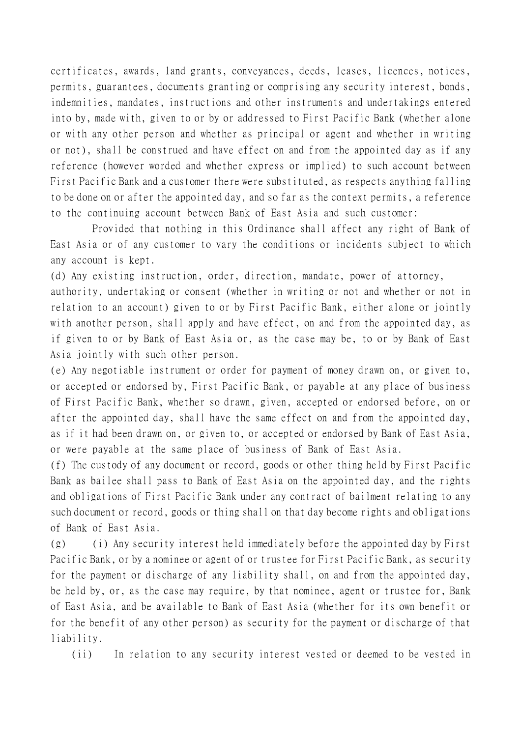certificates, awards, land grants, conveyances, deeds, leases, licences, notices, permits, guarantees, documents granting or comprising any security interest, bonds, indemnities, mandates, instructions and other instruments and undertakings entered into by, made with, given to or by or addressed to First Pacific Bank (whether alone or with any other person and whether as principal or agent and whether in writing or not), shall be construed and have effect on and from the appointed day as if any reference (however worded and whether express or implied) to such account between First Pacific Bank and a customer there were substituted, as respects anything falling to be done on or after the appointed day, and so far as the context permits, a reference to the continuing account between Bank of East Asia and such customer:

Provided that nothing in this Ordinance shall affect any right of Bank of East Asia or of any customer to vary the conditions or incidents subject to which any account is kept.

(d) Any existing instruction, order, direction, mandate, power of attorney, authority, undertaking or consent (whether in writing or not and whether or not in relation to an account) given to or by First Pacific Bank, either alone or jointly with another person, shall apply and have effect, on and from the appointed day, as if given to or by Bank of East Asia or, as the case may be, to or by Bank of East Asia jointly with such other person.

(e) Any negotiable instrument or order for payment of money drawn on, or given to, or accepted or endorsed by, First Pacific Bank, or payable at any place of business of First Pacific Bank, whether so drawn, given, accepted or endorsed before, on or after the appointed day, shall have the same effect on and from the appointed day, as if it had been drawn on, or given to, or accepted or endorsed by Bank of East Asia, or were payable at the same place of business of Bank of East Asia.

(f) The custody of any document or record, goods or other thing held by First Pacific Bank as bailee shall pass to Bank of East Asia on the appointed day, and the rights and obligations of First Pacific Bank under any contract of bailment relating to any such document or record, goods or thing shall on that day become rights and obligations of Bank of East Asia.

(g) (i) Any security interest held immediately before the appointed day by First Pacific Bank, or by a nominee or agent of or trustee for First Pacific Bank, as security for the payment or discharge of any liability shall, on and from the appointed day, be held by, or, as the case may require, by that nominee, agent or trustee for, Bank of East Asia, and be available to Bank of East Asia (whether for its own benefit or for the benefit of any other person) as security for the payment or discharge of that liability.

(ii) In relation to any security interest vested or deemed to be vested in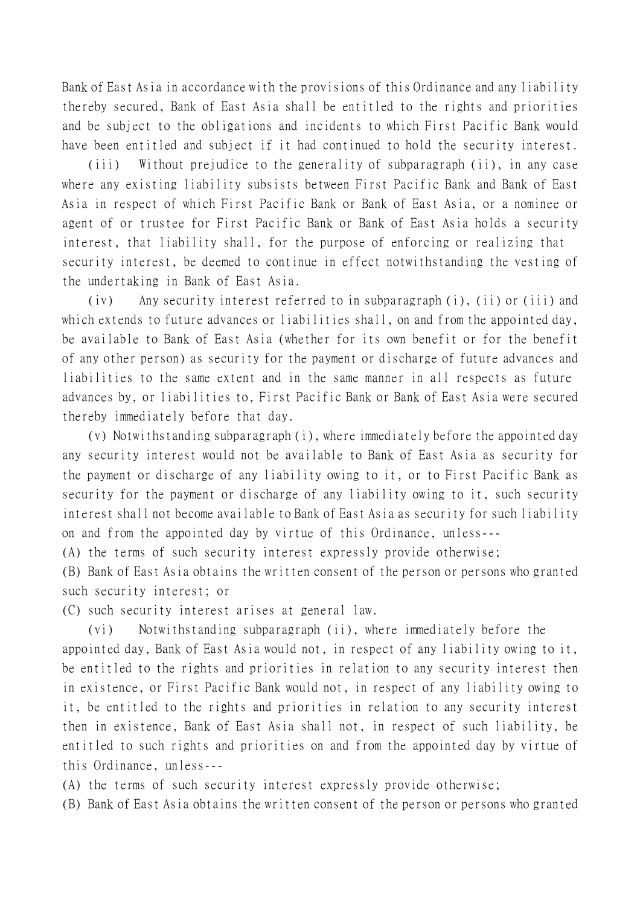Bank of East Asia in accordance with the provisions of this Ordinance and any liability thereby secured, Bank of East Asia shall be entitled to the rights and priorities and be subject to the obligations and incidents to which First Pacific Bank would have been entitled and subject if it had continued to hold the security interest.

(iii) Without prejudice to the generality of subparagraph (ii), in any case where any existing liability subsists between First Pacific Bank and Bank of East Asia in respect of which First Pacific Bank or Bank of East Asia, or a nominee or agent of or trustee for First Pacific Bank or Bank of East Asia holds a security interest, that liability shall, for the purpose of enforcing or realizing that security interest, be deemed to continue in effect notwithstanding the vesting of the undertaking in Bank of East Asia.

(iv) Any security interest referred to in subparagraph (i), (ii) or (iii) and which extends to future advances or liabilities shall, on and from the appointed day, be available to Bank of East Asia (whether for its own benefit or for the benefit of any other person) as security for the payment or discharge of future advances and liabilities to the same extent and in the same manner in all respects as future advances by, or liabilities to, First Pacific Bank or Bank of East Asia were secured thereby immediately before that day.

(v) Notwithstanding subparagraph (i), where immediately before the appointed day any security interest would not be available to Bank of East Asia as security for the payment or discharge of any liability owing to it, or to First Pacific Bank as security for the payment or discharge of any liability owing to it, such security interest shall not become available to Bank of East Asia as security for such liability on and from the appointed day by virtue of this Ordinance, unless---

(A) the terms of such security interest expressly provide otherwise;

(B) Bank of East Asia obtains the written consent of the person or persons who granted such security interest; or

(C) such security interest arises at general law.

(vi) Notwithstanding subparagraph (ii), where immediately before the appointed day, Bank of East Asia would not, in respect of any liability owing to it, be entitled to the rights and priorities in relation to any security interest then in existence, or First Pacific Bank would not, in respect of any liability owing to it, be entitled to the rights and priorities in relation to any security interest then in existence, Bank of East Asia shall not, in respect of such liability, be entitled to such rights and priorities on and from the appointed day by virtue of this Ordinance, unless---

(A) the terms of such security interest expressly provide otherwise;

(B) Bank of East Asia obtains the written consent of the person or persons who granted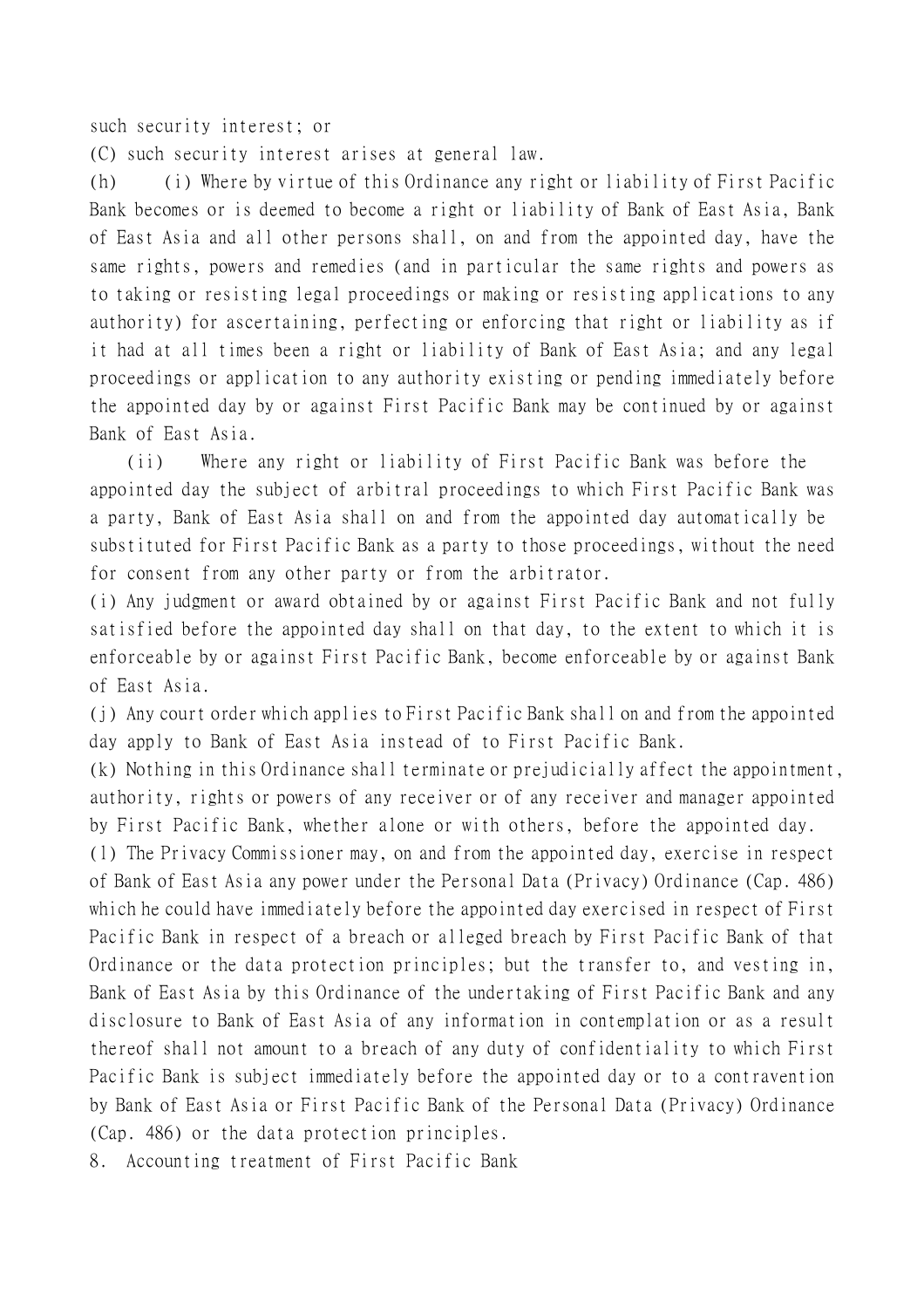such security interest; or

(C) such security interest arises at general law.

(h) (i) Where by virtue of this Ordinance any right or liability of First Pacific Bank becomes or is deemed to become a right or liability of Bank of East Asia, Bank of East Asia and all other persons shall, on and from the appointed day, have the same rights, powers and remedies (and in particular the same rights and powers as to taking or resisting legal proceedings or making or resisting applications to any authority) for ascertaining, perfecting or enforcing that right or liability as if it had at all times been a right or liability of Bank of East Asia; and any legal proceedings or application to any authority existing or pending immediately before the appointed day by or against First Pacific Bank may be continued by or against Bank of East Asia.

(ii) Where any right or liability of First Pacific Bank was before the appointed day the subject of arbitral proceedings to which First Pacific Bank was a party, Bank of East Asia shall on and from the appointed day automatically be substituted for First Pacific Bank as a party to those proceedings, without the need for consent from any other party or from the arbitrator.

(i) Any judgment or award obtained by or against First Pacific Bank and not fully satisfied before the appointed day shall on that day, to the extent to which it is enforceable by or against First Pacific Bank, become enforceable by or against Bank of East Asia.

(j) Any court order which applies to First Pacific Bank shall on and from the appointed day apply to Bank of East Asia instead of to First Pacific Bank.

(k) Nothing in this Ordinance shall terminate or prejudicially affect the appointment, authority, rights or powers of any receiver or of any receiver and manager appointed by First Pacific Bank, whether alone or with others, before the appointed day.

(l) The Privacy Commissioner may, on and from the appointed day, exercise in respect of Bank of East Asia any power under the Personal Data (Privacy) Ordinance (Cap. 486) which he could have immediately before the appointed day exercised in respect of First Pacific Bank in respect of a breach or alleged breach by First Pacific Bank of that Ordinance or the data protection principles; but the transfer to, and vesting in, Bank of East Asia by this Ordinance of the undertaking of First Pacific Bank and any disclosure to Bank of East Asia of any information in contemplation or as a result thereof shall not amount to a breach of any duty of confidentiality to which First Pacific Bank is subject immediately before the appointed day or to a contravention by Bank of East Asia or First Pacific Bank of the Personal Data (Privacy) Ordinance (Cap. 486) or the data protection principles.

8. Accounting treatment of First Pacific Bank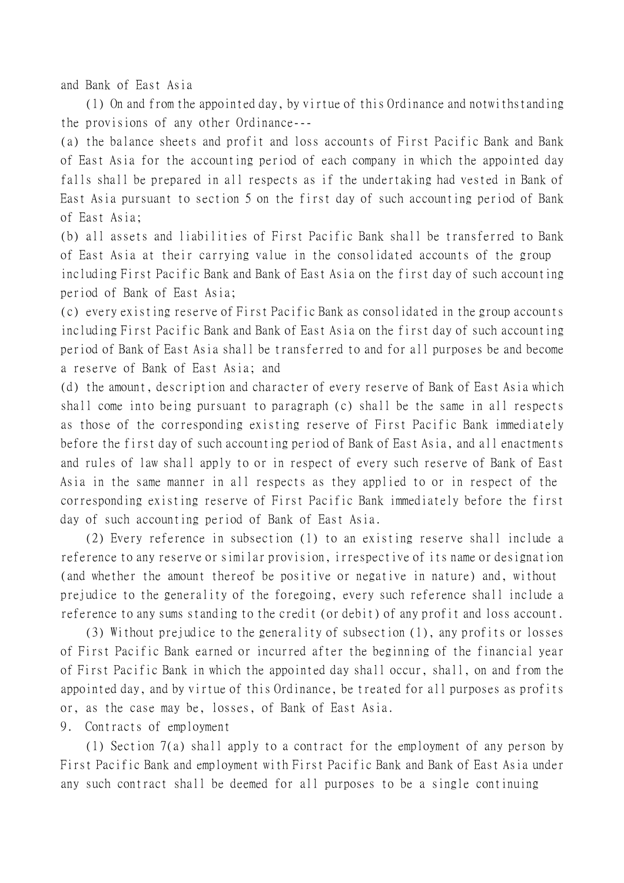and Bank of East Asia

(1) On and from the appointed day, by virtue of this Ordinance and notwithstanding the provisions of any other Ordinance---

(a) the balance sheets and profit and loss accounts of First Pacific Bank and Bank of East Asia for the accounting period of each company in which the appointed day falls shall be prepared in all respects as if the undertaking had vested in Bank of East Asia pursuant to section 5 on the first day of such accounting period of Bank of East Asia;

(b) all assets and liabilities of First Pacific Bank shall be transferred to Bank of East Asia at their carrying value in the consolidated accounts of the group including First Pacific Bank and Bank of East Asia on the first day of such accounting period of Bank of East Asia;

(c) every existing reserve of First Pacific Bank as consolidated in the group accounts including First Pacific Bank and Bank of East Asia on the first day of such accounting period of Bank of East Asia shall be transferred to and for all purposes be and become a reserve of Bank of East Asia; and

(d) the amount, description and character of every reserve of Bank of East Asia which shall come into being pursuant to paragraph (c) shall be the same in all respects as those of the corresponding existing reserve of First Pacific Bank immediately before the first day of such accounting period of Bank of East Asia, and all enactments and rules of law shall apply to or in respect of every such reserve of Bank of East Asia in the same manner in all respects as they applied to or in respect of the corresponding existing reserve of First Pacific Bank immediately before the first day of such accounting period of Bank of East Asia.

(2) Every reference in subsection (1) to an existing reserve shall include a reference to any reserve or similar provision, irrespective of its name or designation (and whether the amount thereof be positive or negative in nature) and, without prejudice to the generality of the foregoing, every such reference shall include a reference to any sums standing to the credit (or debit) of any profit and loss account.

(3) Without prejudice to the generality of subsection (1), any profits or losses of First Pacific Bank earned or incurred after the beginning of the financial year of First Pacific Bank in which the appointed day shall occur, shall, on and from the appointed day, and by virtue of this Ordinance, be treated for all purposes as profits or, as the case may be, losses, of Bank of East Asia.

9. Contracts of employment

(1) Section 7(a) shall apply to a contract for the employment of any person by First Pacific Bank and employment with First Pacific Bank and Bank of East Asia under any such contract shall be deemed for all purposes to be a single continuing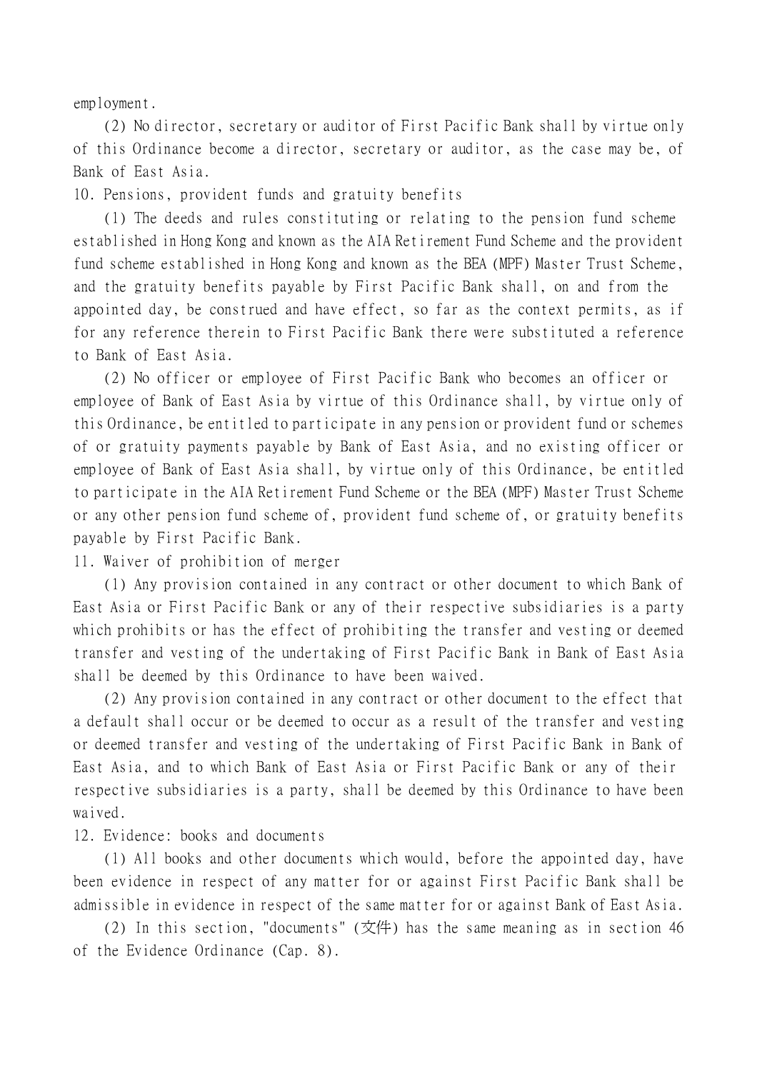employment.

(2) No director, secretary or auditor of First Pacific Bank shall by virtue only of this Ordinance become a director, secretary or auditor, as the case may be, of Bank of East Asia.

10. Pensions, provident funds and gratuity benefits

(1) The deeds and rules constituting or relating to the pension fund scheme established in Hong Kong and known as the AIA Retirement Fund Scheme and the provident fund scheme established in Hong Kong and known as the BEA (MPF) Master Trust Scheme, and the gratuity benefits payable by First Pacific Bank shall, on and from the appointed day, be construed and have effect, so far as the context permits, as if for any reference therein to First Pacific Bank there were substituted a reference to Bank of East Asia.

(2) No officer or employee of First Pacific Bank who becomes an officer or employee of Bank of East Asia by virtue of this Ordinance shall, by virtue only of this Ordinance, be entitled to participate in any pension or provident fund or schemes of or gratuity payments payable by Bank of East Asia, and no existing officer or employee of Bank of East Asia shall, by virtue only of this Ordinance, be entitled to participate in the AIA Retirement Fund Scheme or the BEA (MPF) Master Trust Scheme or any other pension fund scheme of, provident fund scheme of, or gratuity benefits payable by First Pacific Bank.

11. Waiver of prohibition of merger

(1) Any provision contained in any contract or other document to which Bank of East Asia or First Pacific Bank or any of their respective subsidiaries is a party which prohibits or has the effect of prohibiting the transfer and vesting or deemed transfer and vesting of the undertaking of First Pacific Bank in Bank of East Asia shall be deemed by this Ordinance to have been waived.

(2) Any provision contained in any contract or other document to the effect that a default shall occur or be deemed to occur as a result of the transfer and vesting or deemed transfer and vesting of the undertaking of First Pacific Bank in Bank of East Asia, and to which Bank of East Asia or First Pacific Bank or any of their respective subsidiaries is a party, shall be deemed by this Ordinance to have been waived.

12. Evidence: books and documents

(1) All books and other documents which would, before the appointed day, have been evidence in respect of any matter for or against First Pacific Bank shall be admissible in evidence in respect of the same matter for or against Bank of East Asia.

(2) In this section, "documents" (文件) has the same meaning as in section 46 of the Evidence Ordinance (Cap. 8).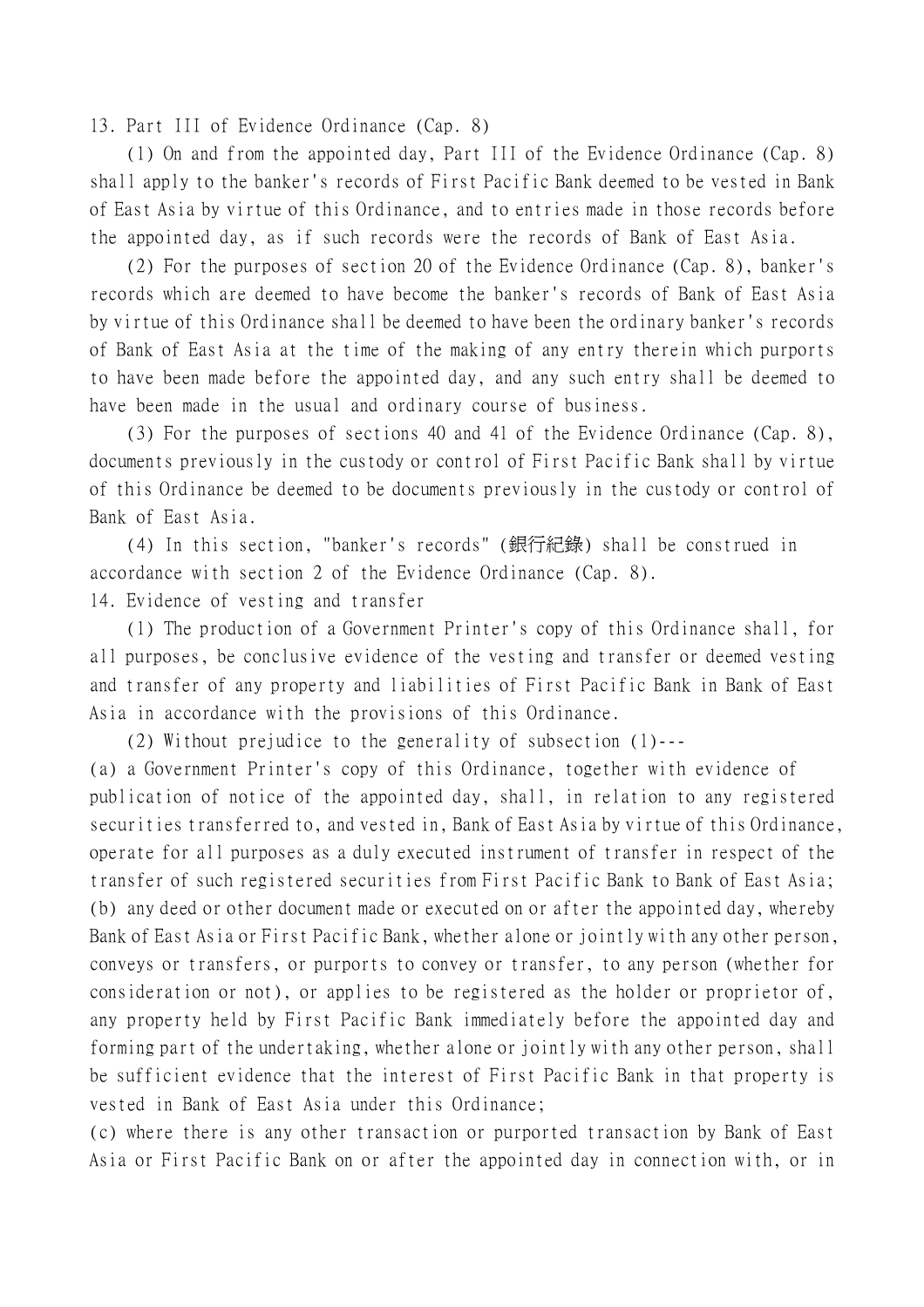13. Part III of Evidence Ordinance (Cap. 8)

(1) On and from the appointed day, Part III of the Evidence Ordinance (Cap. 8) shall apply to the banker's records of First Pacific Bank deemed to be vested in Bank of East Asia by virtue of this Ordinance, and to entries made in those records before the appointed day, as if such records were the records of Bank of East Asia.

(2) For the purposes of section 20 of the Evidence Ordinance (Cap. 8), banker's records which are deemed to have become the banker's records of Bank of East Asia by virtue of this Ordinance shall be deemed to have been the ordinary banker's records of Bank of East Asia at the time of the making of any entry therein which purports to have been made before the appointed day, and any such entry shall be deemed to have been made in the usual and ordinary course of business.

(3) For the purposes of sections 40 and 41 of the Evidence Ordinance (Cap. 8), documents previously in the custody or control of First Pacific Bank shall by virtue of this Ordinance be deemed to be documents previously in the custody or control of Bank of East Asia.

(4) In this section, "banker's records" (銀行紀錄) shall be construed in accordance with section 2 of the Evidence Ordinance (Cap. 8).

14. Evidence of vesting and transfer

(1) The production of a Government Printer's copy of this Ordinance shall, for all purposes, be conclusive evidence of the vesting and transfer or deemed vesting and transfer of any property and liabilities of First Pacific Bank in Bank of East Asia in accordance with the provisions of this Ordinance.

(2) Without prejudice to the generality of subsection (1)---

(a) a Government Printer's copy of this Ordinance, together with evidence of publication of notice of the appointed day, shall, in relation to any registered securities transferred to, and vested in, Bank of East Asia by virtue of this Ordinance, operate for all purposes as a duly executed instrument of transfer in respect of the transfer of such registered securities from First Pacific Bank to Bank of East Asia;

(b) any deed or other document made or executed on or after the appointed day, whereby Bank of East Asia or First Pacific Bank, whether alone or jointly with any other person, conveys or transfers, or purports to convey or transfer, to any person (whether for consideration or not), or applies to be registered as the holder or proprietor of, any property held by First Pacific Bank immediately before the appointed day and forming part of the undertaking, whether alone or jointly with any other person, shall be sufficient evidence that the interest of First Pacific Bank in that property is vested in Bank of East Asia under this Ordinance;

(c) where there is any other transaction or purported transaction by Bank of East Asia or First Pacific Bank on or after the appointed day in connection with, or in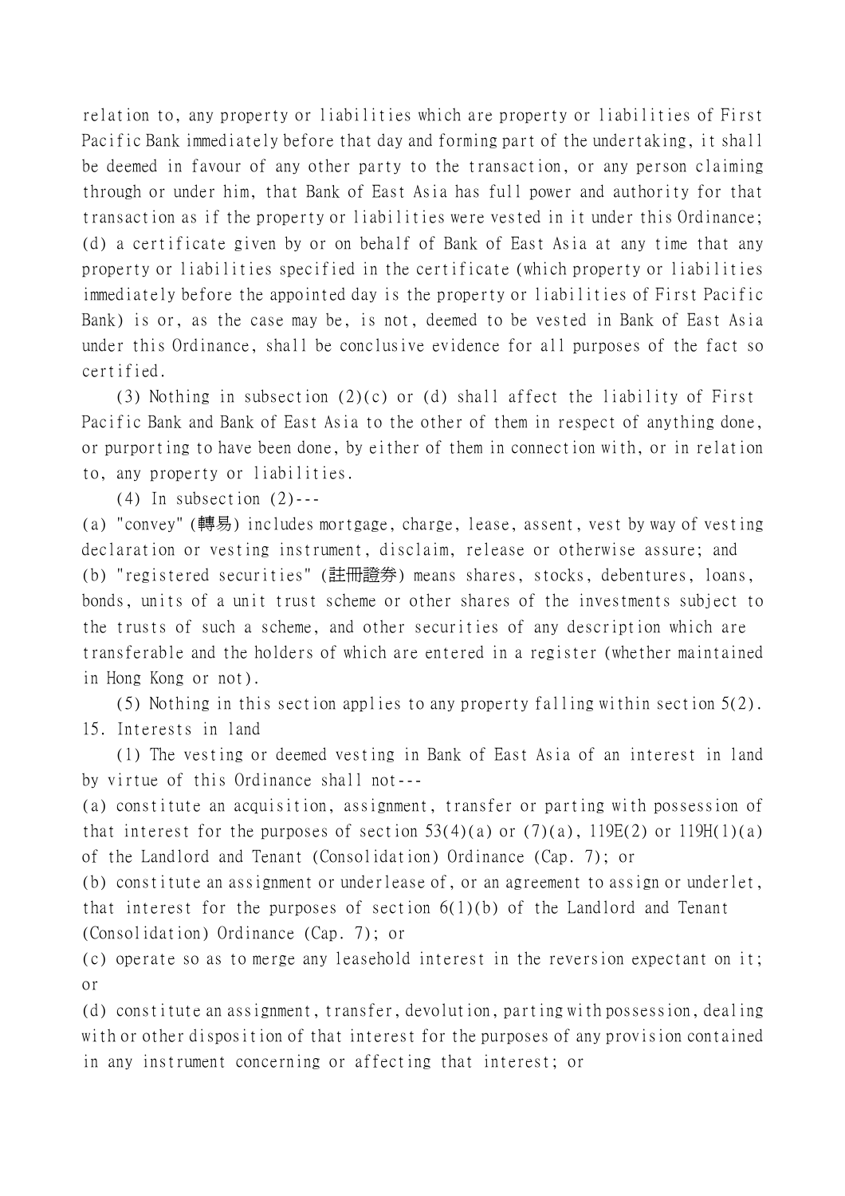relation to, any property or liabilities which are property or liabilities of First Pacific Bank immediately before that day and forming part of the undertaking, it shall be deemed in favour of any other party to the transaction, or any person claiming through or under him, that Bank of East Asia has full power and authority for that transaction as if the property or liabilities were vested in it under this Ordinance;

(d) a certificate given by or on behalf of Bank of East Asia at any time that any property or liabilities specified in the certificate (which property or liabilities immediately before the appointed day is the property or liabilities of First Pacific Bank) is or, as the case may be, is not, deemed to be vested in Bank of East Asia under this Ordinance, shall be conclusive evidence for all purposes of the fact so certified.

(3) Nothing in subsection (2)(c) or (d) shall affect the liability of First Pacific Bank and Bank of East Asia to the other of them in respect of anything done, or purporting to have been done, by either of them in connection with, or in relation to, any property or liabilities.

(4) In subsection (2)---

(a) "convey" (轉易) includes mortgage, charge, lease, assent, vest by way of vesting declaration or vesting instrument, disclaim, release or otherwise assure; and

(b) "registered securities" (註冊證券) means shares, stocks, debentures, loans, bonds, units of a unit trust scheme or other shares of the investments subject to the trusts of such a scheme, and other securities of any description which are transferable and the holders of which are entered in a register (whether maintained in Hong Kong or not).

(5) Nothing in this section applies to any property falling within section 5(2).

15. Interests in land

(1) The vesting or deemed vesting in Bank of East Asia of an interest in land by virtue of this Ordinance shall not---

(a) constitute an acquisition, assignment, transfer or parting with possession of that interest for the purposes of section 53(4)(a) or (7)(a), 119E(2) or 119H(1)(a) of the Landlord and Tenant (Consolidation) Ordinance (Cap. 7); or

(b) constitute an assignment or underlease of, or an agreement to assign or underlet, that interest for the purposes of section 6(1)(b) of the Landlord and Tenant (Consolidation) Ordinance (Cap. 7); or

(c) operate so as to merge any leasehold interest in the reversion expectant on it; or

(d) constitute an assignment, transfer, devolution, parting with possession, dealing with or other disposition of that interest for the purposes of any provision contained in any instrument concerning or affecting that interest; or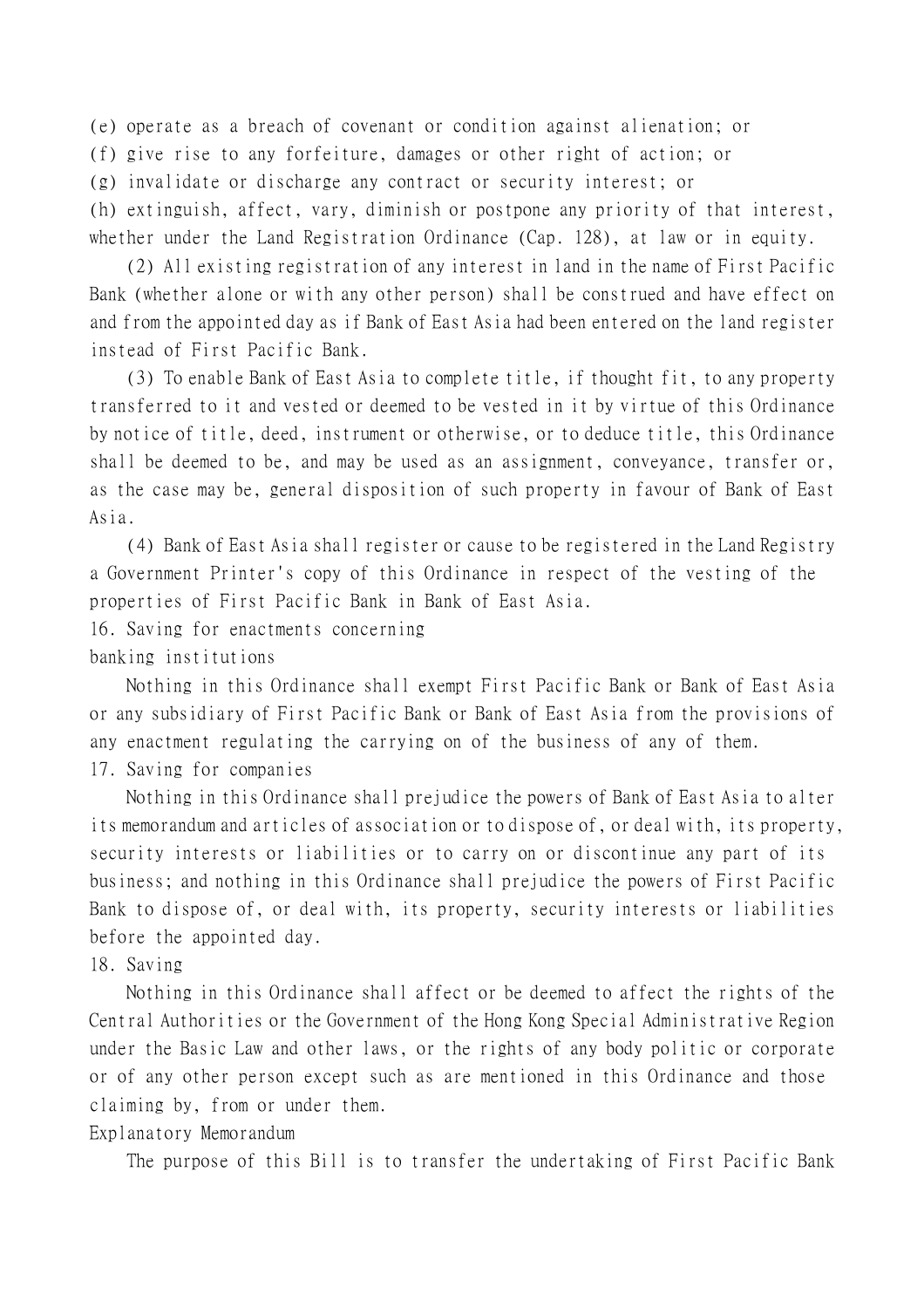(e) operate as a breach of covenant or condition against alienation; or

(f) give rise to any forfeiture, damages or other right of action; or

(g) invalidate or discharge any contract or security interest; or

(h) extinguish, affect, vary, diminish or postpone any priority of that interest, whether under the Land Registration Ordinance (Cap. 128), at law or in equity.

(2) All existing registration of any interest in land in the name of First Pacific Bank (whether alone or with any other person) shall be construed and have effect on and from the appointed day as if Bank of East Asia had been entered on the land register instead of First Pacific Bank.

(3) To enable Bank of East Asia to complete title, if thought fit, to any property transferred to it and vested or deemed to be vested in it by virtue of this Ordinance by notice of title, deed, instrument or otherwise, or to deduce title, this Ordinance shall be deemed to be, and may be used as an assignment, conveyance, transfer or, as the case may be, general disposition of such property in favour of Bank of East Asia.

(4) Bank of East Asia shall register or cause to be registered in the Land Registry a Government Printer's copy of this Ordinance in respect of the vesting of the properties of First Pacific Bank in Bank of East Asia.

16. Saving for enactments concerning banking institutions

Nothing in this Ordinance shall exempt First Pacific Bank or Bank of East Asia or any subsidiary of First Pacific Bank or Bank of East Asia from the provisions of any enactment regulating the carrying on of the business of any of them.

17. Saving for companies

Nothing in this Ordinance shall prejudice the powers of Bank of East Asia to alter its memorandum and articles of association or to dispose of, or deal with, its property, security interests or liabilities or to carry on or discontinue any part of its business; and nothing in this Ordinance shall prejudice the powers of First Pacific Bank to dispose of, or deal with, its property, security interests or liabilities before the appointed day.

18. Saving

Nothing in this Ordinance shall affect or be deemed to affect the rights of the Central Authorities or the Government of the Hong Kong Special Administrative Region under the Basic Law and other laws, or the rights of any body politic or corporate or of any other person except such as are mentioned in this Ordinance and those claiming by, from or under them.

Explanatory Memorandum

The purpose of this Bill is to transfer the undertaking of First Pacific Bank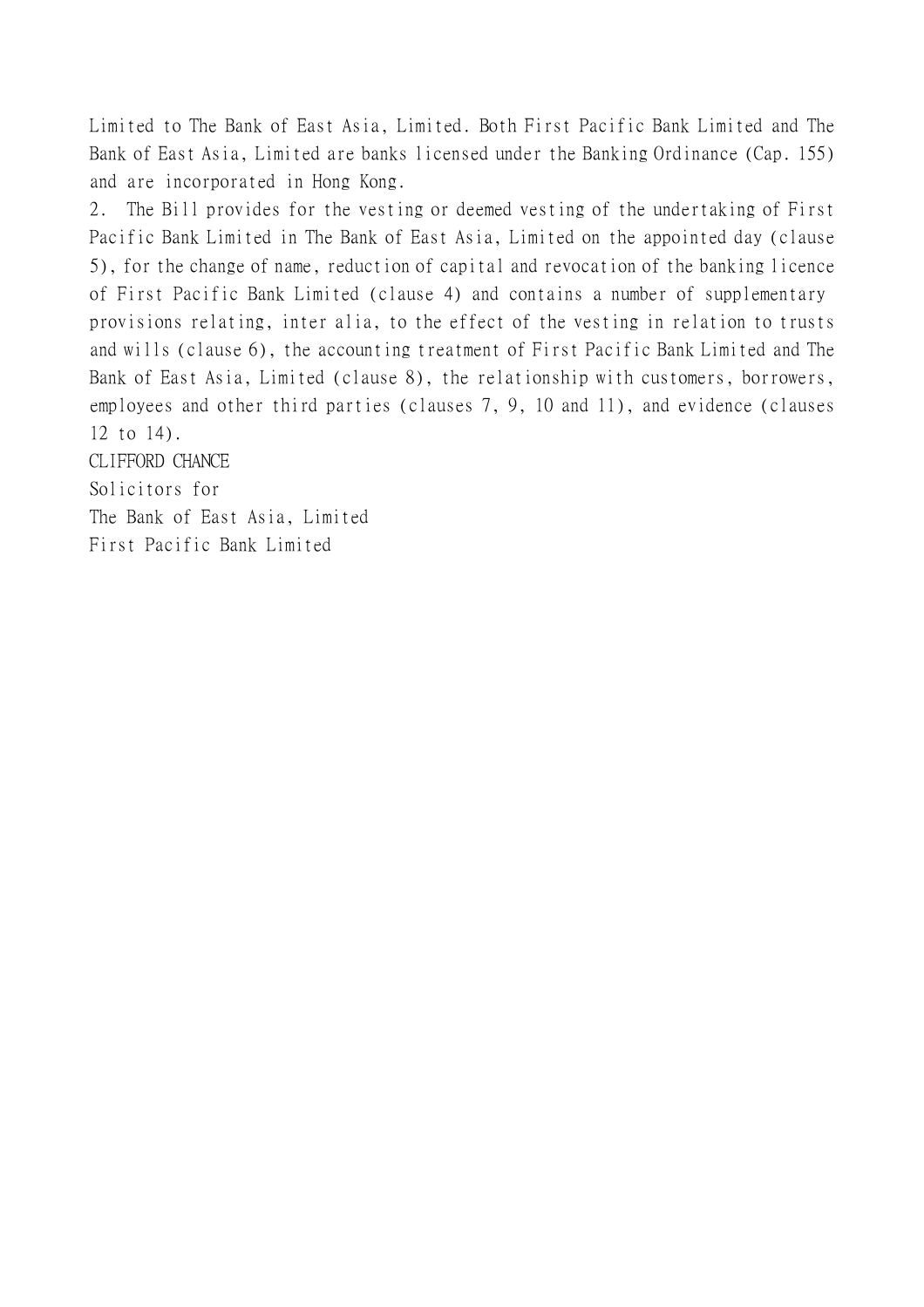Limited to The Bank of East Asia, Limited. Both First Pacific Bank Limited and The Bank of East Asia, Limited are banks licensed under the Banking Ordinance (Cap. 155) and are incorporated in Hong Kong.

2. The Bill provides for the vesting or deemed vesting of the undertaking of First Pacific Bank Limited in The Bank of East Asia, Limited on the appointed day (clause 5), for the change of name, reduction of capital and revocation of the banking licence of First Pacific Bank Limited (clause 4) and contains a number of supplementary provisions relating, inter alia, to the effect of the vesting in relation to trusts and wills (clause 6), the accounting treatment of First Pacific Bank Limited and The Bank of East Asia, Limited (clause 8), the relationship with customers, borrowers, employees and other third parties (clauses 7, 9, 10 and 11), and evidence (clauses 12 to 14).

CLIFFORD CHANCE
Solicitors for
The Bank of East Asia, Limited
First Pacific Bank Limited